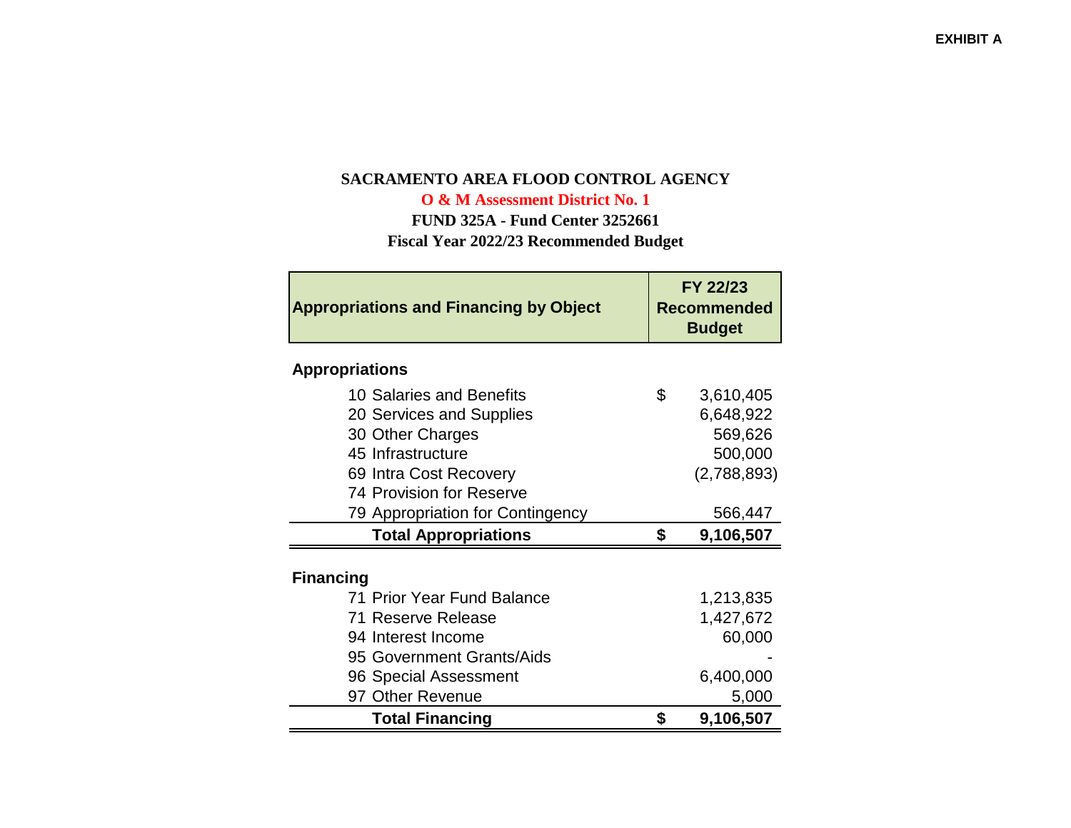EXHIBIT A

# SACRAMENTO AREA FLOOD CONTROL AGENCY

## O & M Assessment District No. 1

### FUND 325A - Fund Center 3252661

### Fiscal Year 2022/23 Recommended Budget

| Appropriations and Financing by Object | | FY 22/23 Recommended Budget |
|---|---|---|
| **Appropriations** | | |
| 10 Salaries and Benefits | $ | 3,610,405 |
| 20 Services and Supplies | | 6,648,922 |
| 30 Other Charges | | 569,626 |
| 45 Infrastructure | | 500,000 |
| 69 Intra Cost Recovery | | (2,788,893) |
| 74 Provision for Reserve | | |
| 79 Appropriation for Contingency | | 566,447 |
| **Total Appropriations** | **$** | **9,106,507** |
| **Financing** | | |
| 71 Prior Year Fund Balance | | 1,213,835 |
| 71 Reserve Release | | 1,427,672 |
| 94 Interest Income | | 60,000 |
| 95 Government Grants/Aids | | - |
| 96 Special Assessment | | 6,400,000 |
| 97 Other Revenue | | 5,000 |
| **Total Financing** | **$** | **9,106,507** |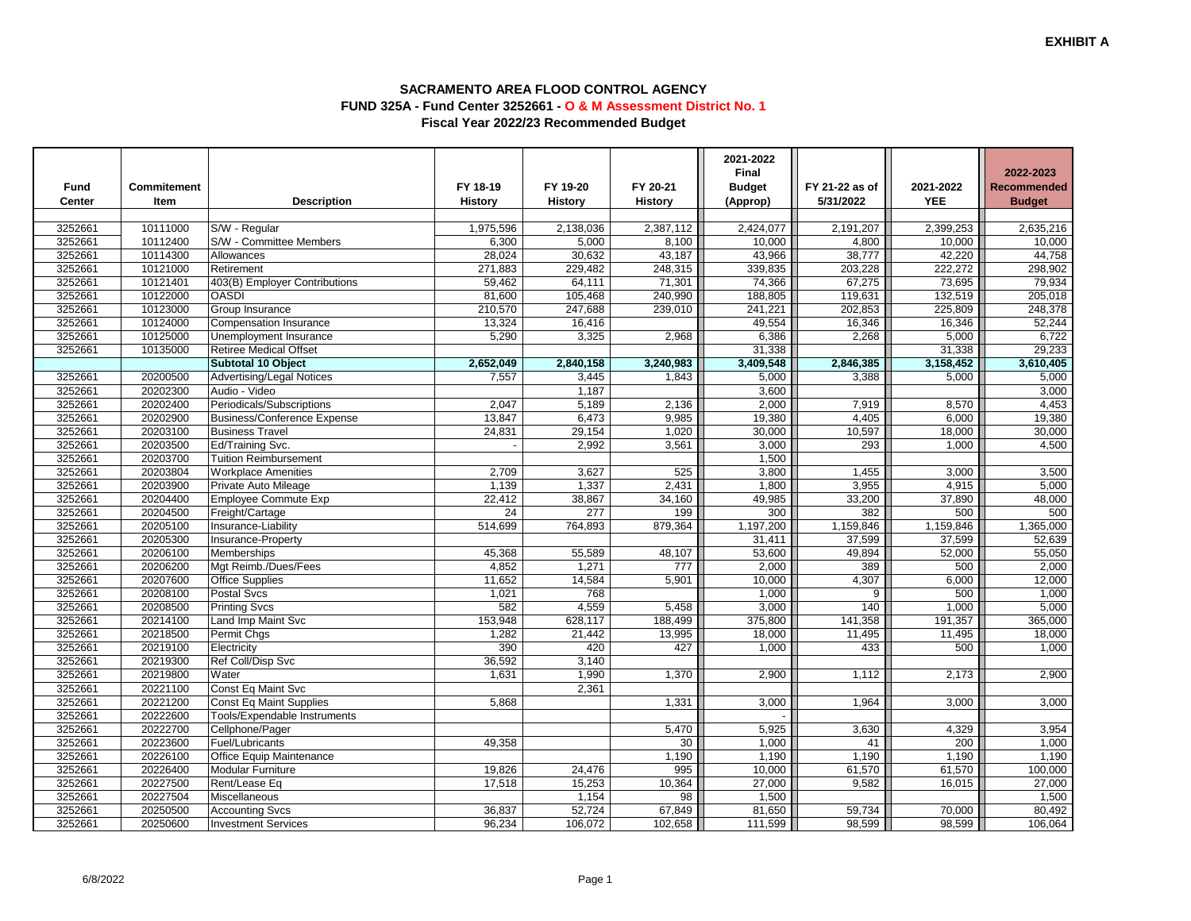**EXHIBIT A**

## SACRAMENTO AREA FLOOD CONTROL AGENCY
### FUND 325A - Fund Center 3252661 - O & M Assessment District No. 1
### Fiscal Year 2022/23 Recommended Budget

| Fund Center | Commitement Item | Description | FY 18-19 History | FY 19-20 History | FY 20-21 History | 2021-2022 Final Budget (Approp) | FY 21-22 as of 5/31/2022 | 2021-2022 YEE | 2022-2023 Recommended Budget |
|---|---|---|---|---|---|---|---|---|---|
| 3252661 | 10111000 | S/W - Regular | 1,975,596 | 2,138,036 | 2,387,112 | 2,424,077 | 2,191,207 | 2,399,253 | 2,635,216 |
| 3252661 | 10112400 | S/W - Committee Members | 6,300 | 5,000 | 8,100 | 10,000 | 4,800 | 10,000 | 10,000 |
| 3252661 | 10114300 | Allowances | 28,024 | 30,632 | 43,187 | 43,966 | 38,777 | 42,220 | 44,758 |
| 3252661 | 10121000 | Retirement | 271,883 | 229,482 | 248,315 | 339,835 | 203,228 | 222,272 | 298,902 |
| 3252661 | 10121401 | 403(B) Employer Contributions | 59,462 | 64,111 | 71,301 | 74,366 | 67,275 | 73,695 | 79,934 |
| 3252661 | 10122000 | OASDI | 81,600 | 105,468 | 240,990 | 188,805 | 119,631 | 132,519 | 205,018 |
| 3252661 | 10123000 | Group Insurance | 210,570 | 247,688 | 239,010 | 241,221 | 202,853 | 225,809 | 248,378 |
| 3252661 | 10124000 | Compensation Insurance | 13,324 | 16,416 | | 49,554 | 16,346 | 16,346 | 52,244 |
| 3252661 | 10125000 | Unemployment Insurance | 5,290 | 3,325 | 2,968 | 6,386 | 2,268 | 5,000 | 6,722 |
| 3252661 | 10135000 | Retiree Medical Offset | | | | 31,338 | | 31,338 | 29,233 |
| | | **Subtotal 10 Object** | **2,652,049** | **2,840,158** | **3,240,983** | **3,409,548** | **2,846,385** | **3,158,452** | **3,610,405** |
| 3252661 | 20200500 | Advertising/Legal Notices | 7,557 | 3,445 | 1,843 | 5,000 | 3,388 | 5,000 | 5,000 |
| 3252661 | 20202300 | Audio - Video | | 1,187 | | 3,600 | | | 3,000 |
| 3252661 | 20202400 | Periodicals/Subscriptions | 2,047 | 5,189 | 2,136 | 2,000 | 7,919 | 8,570 | 4,453 |
| 3252661 | 20202900 | Business/Conference Expense | 13,847 | 6,473 | 9,985 | 19,380 | 4,405 | 6,000 | 19,380 |
| 3252661 | 20203100 | Business Travel | 24,831 | 29,154 | 1,020 | 30,000 | 10,597 | 18,000 | 30,000 |
| 3252661 | 20203500 | Ed/Training Svc. | - | 2,992 | 3,561 | 3,000 | 293 | 1,000 | 4,500 |
| 3252661 | 20203700 | Tuition Reimbursement | | | | 1,500 | | | |
| 3252661 | 20203804 | Workplace Amenities | 2,709 | 3,627 | 525 | 3,800 | 1,455 | 3,000 | 3,500 |
| 3252661 | 20203900 | Private Auto Mileage | 1,139 | 1,337 | 2,431 | 1,800 | 3,955 | 4,915 | 5,000 |
| 3252661 | 20204400 | Employee Commute Exp | 22,412 | 38,867 | 34,160 | 49,985 | 33,200 | 37,890 | 48,000 |
| 3252661 | 20204500 | Freight/Cartage | 24 | 277 | 199 | 300 | 382 | 500 | 500 |
| 3252661 | 20205100 | Insurance-Liability | 514,699 | 764,893 | 879,364 | 1,197,200 | 1,159,846 | 1,159,846 | 1,365,000 |
| 3252661 | 20205300 | Insurance-Property | | | | 31,411 | 37,599 | 37,599 | 52,639 |
| 3252661 | 20206100 | Memberships | 45,368 | 55,589 | 48,107 | 53,600 | 49,894 | 52,000 | 55,050 |
| 3252661 | 20206200 | Mgt Reimb./Dues/Fees | 4,852 | 1,271 | 777 | 2,000 | 389 | 500 | 2,000 |
| 3252661 | 20207600 | Office Supplies | 11,652 | 14,584 | 5,901 | 10,000 | 4,307 | 6,000 | 12,000 |
| 3252661 | 20208100 | Postal Svcs | 1,021 | 768 | | 1,000 | 9 | 500 | 1,000 |
| 3252661 | 20208500 | Printing Svcs | 582 | 4,559 | 5,458 | 3,000 | 140 | 1,000 | 5,000 |
| 3252661 | 20214100 | Land Imp Maint Svc | 153,948 | 628,117 | 188,499 | 375,800 | 141,358 | 191,357 | 365,000 |
| 3252661 | 20218500 | Permit Chgs | 1,282 | 21,442 | 13,995 | 18,000 | 11,495 | 11,495 | 18,000 |
| 3252661 | 20219100 | Electricity | 390 | 420 | 427 | 1,000 | 433 | 500 | 1,000 |
| 3252661 | 20219300 | Ref Coll/Disp Svc | 36,592 | 3,140 | | | | | |
| 3252661 | 20219800 | Water | 1,631 | 1,990 | 1,370 | 2,900 | 1,112 | 2,173 | 2,900 |
| 3252661 | 20221100 | Const Eq Maint Svc | | 2,361 | | | | | |
| 3252661 | 20221200 | Const Eq Maint Supplies | 5,868 | | 1,331 | 3,000 | 1,964 | 3,000 | 3,000 |
| 3252661 | 20222600 | Tools/Expendable Instruments | | | | - | | | |
| 3252661 | 20222700 | Cellphone/Pager | | | 5,470 | 5,925 | 3,630 | 4,329 | 3,954 |
| 3252661 | 20223600 | Fuel/Lubricants | 49,358 | | 30 | 1,000 | 41 | 200 | 1,000 |
| 3252661 | 20226100 | Office Equip Maintenance | | | 1,190 | 1,190 | 1,190 | 1,190 | 1,190 |
| 3252661 | 20226400 | Modular Furniture | 19,826 | 24,476 | 995 | 10,000 | 61,570 | 61,570 | 100,000 |
| 3252661 | 20227500 | Rent/Lease Eq | 17,518 | 15,253 | 10,364 | 27,000 | 9,582 | 16,015 | 27,000 |
| 3252661 | 20227504 | Miscellaneous | | 1,154 | 98 | 1,500 | | | 1,500 |
| 3252661 | 20250500 | Accounting Svcs | 36,837 | 52,724 | 67,849 | 81,650 | 59,734 | 70,000 | 80,492 |
| 3252661 | 20250600 | Investment Services | 96,234 | 106,072 | 102,658 | 111,599 | 98,599 | 98,599 | 106,064 |

6/8/2022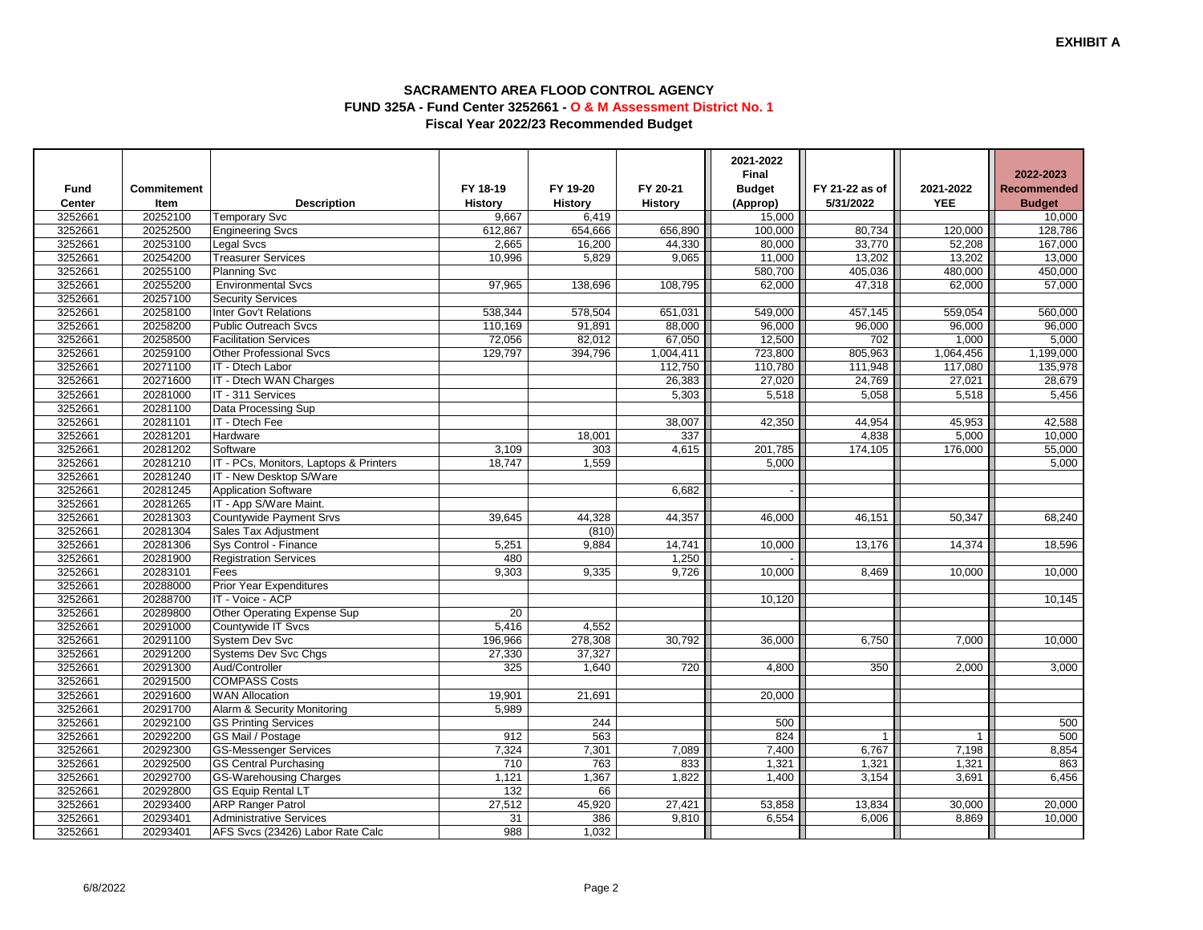**EXHIBIT A**

## SACRAMENTO AREA FLOOD CONTROL AGENCY
### FUND 325A - Fund Center 3252661 - O & M Assessment District No. 1
### Fiscal Year 2022/23 Recommended Budget

| Fund Center | Commitement Item | Description | FY 18-19 History | FY 19-20 History | FY 20-21 History | 2021-2022 Final Budget (Approp) | FY 21-22 as of 5/31/2022 | 2021-2022 YEE | 2022-2023 Recommended Budget |
|---|---|---|---|---|---|---|---|---|---|
| 3252661 | 20252100 | Temporary Svc | 9,667 | 6,419 | | 15,000 | | | 10,000 |
| 3252661 | 20252500 | Engineering Svcs | 612,867 | 654,666 | 656,890 | 100,000 | 80,734 | 120,000 | 128,786 |
| 3252661 | 20253100 | Legal Svcs | 2,665 | 16,200 | 44,330 | 80,000 | 33,770 | 52,208 | 167,000 |
| 3252661 | 20254200 | Treasurer Services | 10,996 | 5,829 | 9,065 | 11,000 | 13,202 | 13,202 | 13,000 |
| 3252661 | 20255100 | Planning Svc | | | | 580,700 | 405,036 | 480,000 | 450,000 |
| 3252661 | 20255200 | Environmental Svcs | 97,965 | 138,696 | 108,795 | 62,000 | 47,318 | 62,000 | 57,000 |
| 3252661 | 20257100 | Security Services | | | | | | | |
| 3252661 | 20258100 | Inter Gov't Relations | 538,344 | 578,504 | 651,031 | 549,000 | 457,145 | 559,054 | 560,000 |
| 3252661 | 20258200 | Public Outreach Svcs | 110,169 | 91,891 | 88,000 | 96,000 | 96,000 | 96,000 | 96,000 |
| 3252661 | 20258500 | Facilitation Services | 72,056 | 82,012 | 67,050 | 12,500 | 702 | 1,000 | 5,000 |
| 3252661 | 20259100 | Other Professional Svcs | 129,797 | 394,796 | 1,004,411 | 723,800 | 805,963 | 1,064,456 | 1,199,000 |
| 3252661 | 20271100 | IT - Dtech Labor | | | 112,750 | 110,780 | 111,948 | 117,080 | 135,978 |
| 3252661 | 20271600 | IT - Dtech WAN Charges | | | 26,383 | 27,020 | 24,769 | 27,021 | 28,679 |
| 3252661 | 20281000 | IT - 311 Services | | | 5,303 | 5,518 | 5,058 | 5,518 | 5,456 |
| 3252661 | 20281100 | Data Processing Sup | | | | | | | |
| 3252661 | 20281101 | IT - Dtech Fee | | | 38,007 | 42,350 | 44,954 | 45,953 | 42,588 |
| 3252661 | 20281201 | Hardware | | 18,001 | 337 | | 4,838 | 5,000 | 10,000 |
| 3252661 | 20281202 | Software | 3,109 | 303 | 4,615 | 201,785 | 174,105 | 176,000 | 55,000 |
| 3252661 | 20281210 | IT - PCs, Monitors, Laptops & Printers | 18,747 | 1,559 | | 5,000 | | | 5,000 |
| 3252661 | 20281240 | IT - New Desktop S/Ware | | | | | | | |
| 3252661 | 20281245 | Application Software | | | 6,682 | - | | | |
| 3252661 | 20281265 | IT - App S/Ware Maint. | | | | | | | |
| 3252661 | 20281303 | Countywide Payment Srvs | 39,645 | 44,328 | 44,357 | 46,000 | 46,151 | 50,347 | 68,240 |
| 3252661 | 20281304 | Sales Tax Adjustment | | (810) | | | | | |
| 3252661 | 20281306 | Sys Control - Finance | 5,251 | 9,884 | 14,741 | 10,000 | 13,176 | 14,374 | 18,596 |
| 3252661 | 20281900 | Registration Services | 480 | | 1,250 | - | | | |
| 3252661 | 20283101 | Fees | 9,303 | 9,335 | 9,726 | 10,000 | 8,469 | 10,000 | 10,000 |
| 3252661 | 20288000 | Prior Year Expenditures | | | | | | | |
| 3252661 | 20288700 | IT - Voice - ACP | | | | 10,120 | | | 10,145 |
| 3252661 | 20289800 | Other Operating Expense Sup | 20 | | | | | | |
| 3252661 | 20291000 | Countywide IT Svcs | 5,416 | 4,552 | | | | | |
| 3252661 | 20291100 | System Dev Svc | 196,966 | 278,308 | 30,792 | 36,000 | 6,750 | 7,000 | 10,000 |
| 3252661 | 20291200 | Systems Dev Svc Chgs | 27,330 | 37,327 | | | | | |
| 3252661 | 20291300 | Aud/Controller | 325 | 1,640 | 720 | 4,800 | 350 | 2,000 | 3,000 |
| 3252661 | 20291500 | COMPASS Costs | | | | | | | |
| 3252661 | 20291600 | WAN Allocation | 19,901 | 21,691 | | 20,000 | | | |
| 3252661 | 20291700 | Alarm & Security Monitoring | 5,989 | | | | | | |
| 3252661 | 20292100 | GS Printing Services | | 244 | | 500 | | | 500 |
| 3252661 | 20292200 | GS Mail / Postage | 912 | 563 | | 824 | 1 | 1 | 500 |
| 3252661 | 20292300 | GS-Messenger Services | 7,324 | 7,301 | 7,089 | 7,400 | 6,767 | 7,198 | 8,854 |
| 3252661 | 20292500 | GS Central Purchasing | 710 | 763 | 833 | 1,321 | 1,321 | 1,321 | 863 |
| 3252661 | 20292700 | GS-Warehousing Charges | 1,121 | 1,367 | 1,822 | 1,400 | 3,154 | 3,691 | 6,456 |
| 3252661 | 20292800 | GS Equip Rental LT | 132 | 66 | | | | | |
| 3252661 | 20293400 | ARP Ranger Patrol | 27,512 | 45,920 | 27,421 | 53,858 | 13,834 | 30,000 | 20,000 |
| 3252661 | 20293401 | Administrative Services | 31 | 386 | 9,810 | 6,554 | 6,006 | 8,869 | 10,000 |
| 3252661 | 20293401 | AFS Svcs (23426) Labor Rate Calc | 988 | 1,032 | | | | | |

6/8/2022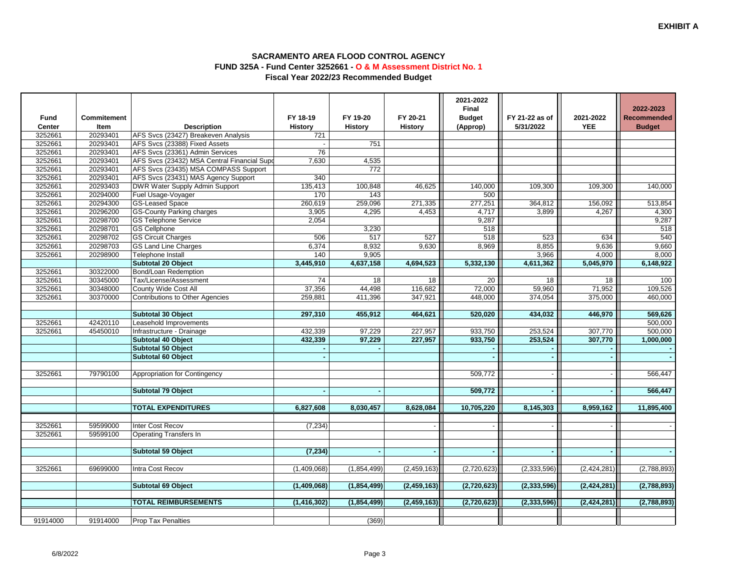**EXHIBIT A**

## SACRAMENTO AREA FLOOD CONTROL AGENCY
### FUND 325A - Fund Center 3252661 - O & M Assessment District No. 1
### Fiscal Year 2022/23 Recommended Budget

| Fund Center | Commitement Item | Description | FY 18-19 History | FY 19-20 History | FY 20-21 History | 2021-2022 Final Budget (Approp) | FY 21-22 as of 5/31/2022 | 2021-2022 YEE | 2022-2023 Recommended Budget |
|---|---|---|---|---|---|---|---|---|---|
| 3252661 | 20293401 | AFS Svcs (23427) Breakeven Analysis | 721 | | | | | | |
| 3252661 | 20293401 | AFS Svcs (23388) Fixed Assets | - | 751 | | | | | |
| 3252661 | 20293401 | AFS Svcs (23361) Admin Services | 76 | | | | | | |
| 3252661 | 20293401 | AFS Svcs (23432) MSA Central Financial Supp | 7,630 | 4,535 | | | | | |
| 3252661 | 20293401 | AFS Svcs (23435) MSA COMPASS Support | | 772 | | | | | |
| 3252661 | 20293401 | AFS Svcs (23431) MAS Agency Support | 340 | | | | | | |
| 3252661 | 20293403 | DWR Water Supply Admin Support | 135,413 | 100,848 | 46,625 | 140,000 | 109,300 | 109,300 | 140,000 |
| 3252661 | 20294000 | Fuel Usage-Voyager | 170 | 143 | | 500 | | | |
| 3252661 | 20294300 | GS-Leased Space | 260,619 | 259,096 | 271,335 | 277,251 | 364,812 | 156,092 | 513,854 |
| 3252661 | 20296200 | GS-County Parking charges | 3,905 | 4,295 | 4,453 | 4,717 | 3,899 | 4,267 | 4,300 |
| 3252661 | 20298700 | GS Telephone Service | 2,054 | | | 9,287 | | | 9,287 |
| 3252661 | 20298701 | GS Cellphone | | 3,230 | | 518 | | | 518 |
| 3252661 | 20298702 | GS Circuit Charges | 506 | 517 | 527 | 518 | 523 | 634 | 540 |
| 3252661 | 20298703 | GS Land Line Charges | 6,374 | 8,932 | 9,630 | 8,969 | 8,855 | 9,636 | 9,660 |
| 3252661 | 20298900 | Telephone Install | 140 | 9,905 | | | 3,966 | 4,000 | 8,000 |
| | | **Subtotal 20 Object** | **3,445,910** | **4,637,158** | **4,694,523** | **5,332,130** | **4,611,362** | **5,045,970** | **6,148,922** |
| 3252661 | 30322000 | Bond/Loan Redemption | | | | | | | |
| 3252661 | 30345000 | Tax/License/Assessment | 74 | 18 | 18 | 20 | 18 | 18 | 100 |
| 3252661 | 30348000 | County Wide Cost All | 37,356 | 44,498 | 116,682 | 72,000 | 59,960 | 71,952 | 109,526 |
| 3252661 | 30370000 | Contributions to Other Agencies | 259,881 | 411,396 | 347,921 | 448,000 | 374,054 | 375,000 | 460,000 |
| | | **Subtotal 30 Object** | **297,310** | **455,912** | **464,621** | **520,020** | **434,032** | **446,970** | **569,626** |
| 3252661 | 42420110 | Leasehold Improvements | | | | | | | 500,000 |
| 3252661 | 45450010 | Infrastructure - Drainage | 432,339 | 97,229 | 227,957 | 933,750 | 253,524 | 307,770 | 500,000 |
| | | **Subtotal 40 Object** | **432,339** | **97,229** | **227,957** | **933,750** | **253,524** | **307,770** | **1,000,000** |
| | | **Subtotal 50 Object** | **-** | **-** | | **-** | **-** | **-** | **-** |
| | | **Subtotal 60 Object** | **-** | | | **-** | **-** | **-** | **-** |
| 3252661 | 79790100 | Appropriation for Contingency | | | | 509,772 | - | - | 566,447 |
| | | **Subtotal 79 Object** | **-** | **-** | | **509,772** | **-** | **-** | **566,447** |
| | | **TOTAL EXPENDITURES** | **6,827,608** | **8,030,457** | **8,628,084** | **10,705,220** | **8,145,303** | **8,959,162** | **11,895,400** |
| 3252661 | 59599000 | Inter Cost Recov | (7,234) | | - | - | - | - | - |
| 3252661 | 59599100 | Operating Transfers In | | | | | | | |
| | | **Subtotal 59 Object** | **(7,234)** | **-** | **-** | **-** | **-** | **-** | **-** |
| 3252661 | 69699000 | Intra Cost Recov | (1,409,068) | (1,854,499) | (2,459,163) | (2,720,623) | (2,333,596) | (2,424,281) | (2,788,893) |
| | | **Subtotal 69 Object** | **(1,409,068)** | **(1,854,499)** | **(2,459,163)** | **(2,720,623)** | **(2,333,596)** | **(2,424,281)** | **(2,788,893)** |
| | | **TOTAL REIMBURSEMENTS** | **(1,416,302)** | **(1,854,499)** | **(2,459,163)** | **(2,720,623)** | **(2,333,596)** | **(2,424,281)** | **(2,788,893)** |
| 91914000 | 91914000 | Prop Tax Penalties | | (369) | | | | | |

6/8/2022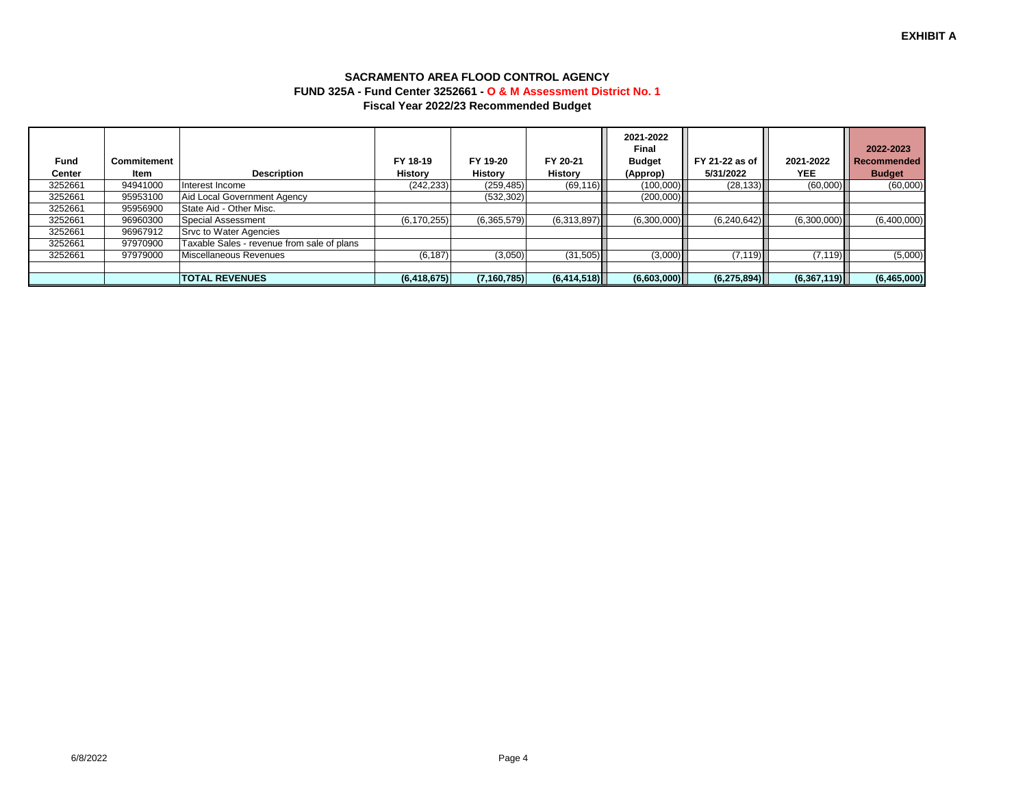**EXHIBIT A**

**SACRAMENTO AREA FLOOD CONTROL AGENCY**
**FUND 325A - Fund Center 3252661 - O & M Assessment District No. 1**
**Fiscal Year 2022/23 Recommended Budget**

| Fund Center | Commitement Item | Description | FY 18-19 History | FY 19-20 History | FY 20-21 History | 2021-2022 Final Budget (Approp) | FY 21-22 as of 5/31/2022 | 2021-2022 YEE | 2022-2023 Recommended Budget |
|---|---|---|---|---|---|---|---|---|---|
| 3252661 | 94941000 | Interest Income | (242,233) | (259,485) | (69,116) | (100,000) | (28,133) | (60,000) | (60,000) |
| 3252661 | 95953100 | Aid Local Government Agency | | (532,302) | | (200,000) | | | |
| 3252661 | 95956900 | State Aid - Other Misc. | | | | | | | |
| 3252661 | 96960300 | Special Assessment | (6,170,255) | (6,365,579) | (6,313,897) | (6,300,000) | (6,240,642) | (6,300,000) | (6,400,000) |
| 3252661 | 96967912 | Srvc to Water Agencies | | | | | | | |
| 3252661 | 97970900 | Taxable Sales - revenue from sale of plans | | | | | | | |
| 3252661 | 97979000 | Miscellaneous Revenues | (6,187) | (3,050) | (31,505) | (3,000) | (7,119) | (7,119) | (5,000) |
| | | | | | | | | | |
| | | **TOTAL REVENUES** | **(6,418,675)** | **(7,160,785)** | **(6,414,518)** | **(6,603,000)** | **(6,275,894)** | **(6,367,119)** | **(6,465,000)** |

6/8/2022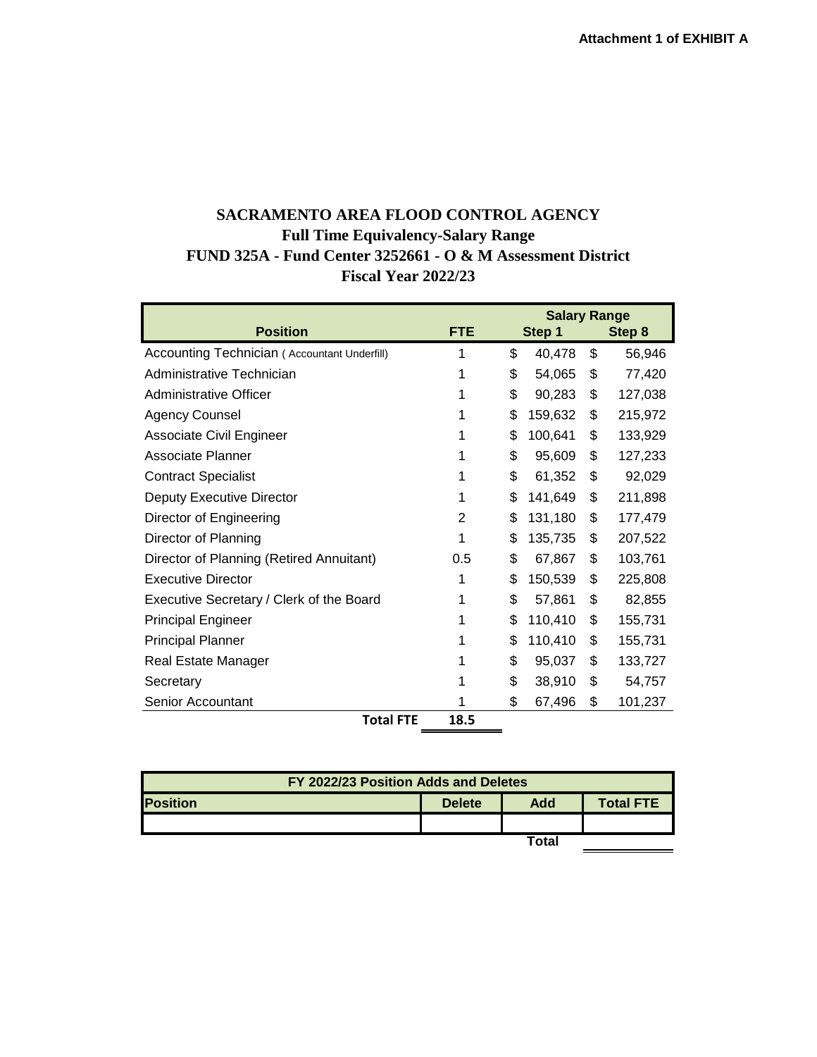Attachment 1 of EXHIBIT A

# SACRAMENTO AREA FLOOD CONTROL AGENCY
## Full Time Equivalency-Salary Range
## FUND 325A - Fund Center 3252661 - O & M Assessment District
## Fiscal Year 2022/23

| Position | FTE | Salary Range Step 1 | Salary Range Step 8 |
|---|---|---|---|
| Accounting Technician ( Accountant Underfill) | 1 | $ 40,478 | $ 56,946 |
| Administrative Technician | 1 | $ 54,065 | $ 77,420 |
| Administrative Officer | 1 | $ 90,283 | $ 127,038 |
| Agency Counsel | 1 | $ 159,632 | $ 215,972 |
| Associate Civil Engineer | 1 | $ 100,641 | $ 133,929 |
| Associate Planner | 1 | $ 95,609 | $ 127,233 |
| Contract Specialist | 1 | $ 61,352 | $ 92,029 |
| Deputy Executive Director | 1 | $ 141,649 | $ 211,898 |
| Director of Engineering | 2 | $ 131,180 | $ 177,479 |
| Director of Planning | 1 | $ 135,735 | $ 207,522 |
| Director of Planning (Retired Annuitant) | 0.5 | $ 67,867 | $ 103,761 |
| Executive Director | 1 | $ 150,539 | $ 225,808 |
| Executive Secretary / Clerk of the Board | 1 | $ 57,861 | $ 82,855 |
| Principal Engineer | 1 | $ 110,410 | $ 155,731 |
| Principal Planner | 1 | $ 110,410 | $ 155,731 |
| Real Estate Manager | 1 | $ 95,037 | $ 133,727 |
| Secretary | 1 | $ 38,910 | $ 54,757 |
| Senior Accountant | 1 | $ 67,496 | $ 101,237 |
| **Total FTE** | **18.5** | | |

| FY 2022/23 Position Adds and Deletes | | | |
|---|---|---|---|
| **Position** | **Delete** | **Add** | **Total FTE** |
| | | | |
| | | **Total** | |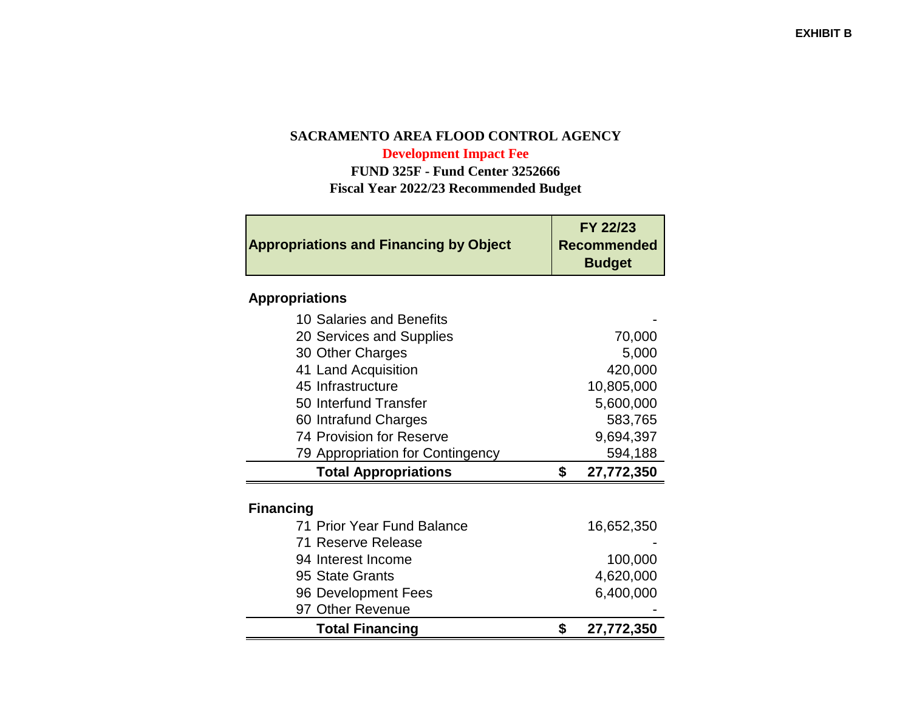**EXHIBIT B**

# SACRAMENTO AREA FLOOD CONTROL AGENCY

## Development Impact Fee

### FUND 325F - Fund Center 3252666

### Fiscal Year 2022/23 Recommended Budget

| Appropriations and Financing by Object | FY 22/23 Recommended Budget |
|---|---|
| **Appropriations** | |
| 10 Salaries and Benefits | - |
| 20 Services and Supplies | 70,000 |
| 30 Other Charges | 5,000 |
| 41 Land Acquisition | 420,000 |
| 45 Infrastructure | 10,805,000 |
| 50 Interfund Transfer | 5,600,000 |
| 60 Intrafund Charges | 583,765 |
| 74 Provision for Reserve | 9,694,397 |
| 79 Appropriation for Contingency | 594,188 |
| **Total Appropriations** | **$ 27,772,350** |
| **Financing** | |
| 71 Prior Year Fund Balance | 16,652,350 |
| 71 Reserve Release | - |
| 94 Interest Income | 100,000 |
| 95 State Grants | 4,620,000 |
| 96 Development Fees | 6,400,000 |
| 97 Other Revenue | - |
| **Total Financing** | **$ 27,772,350** |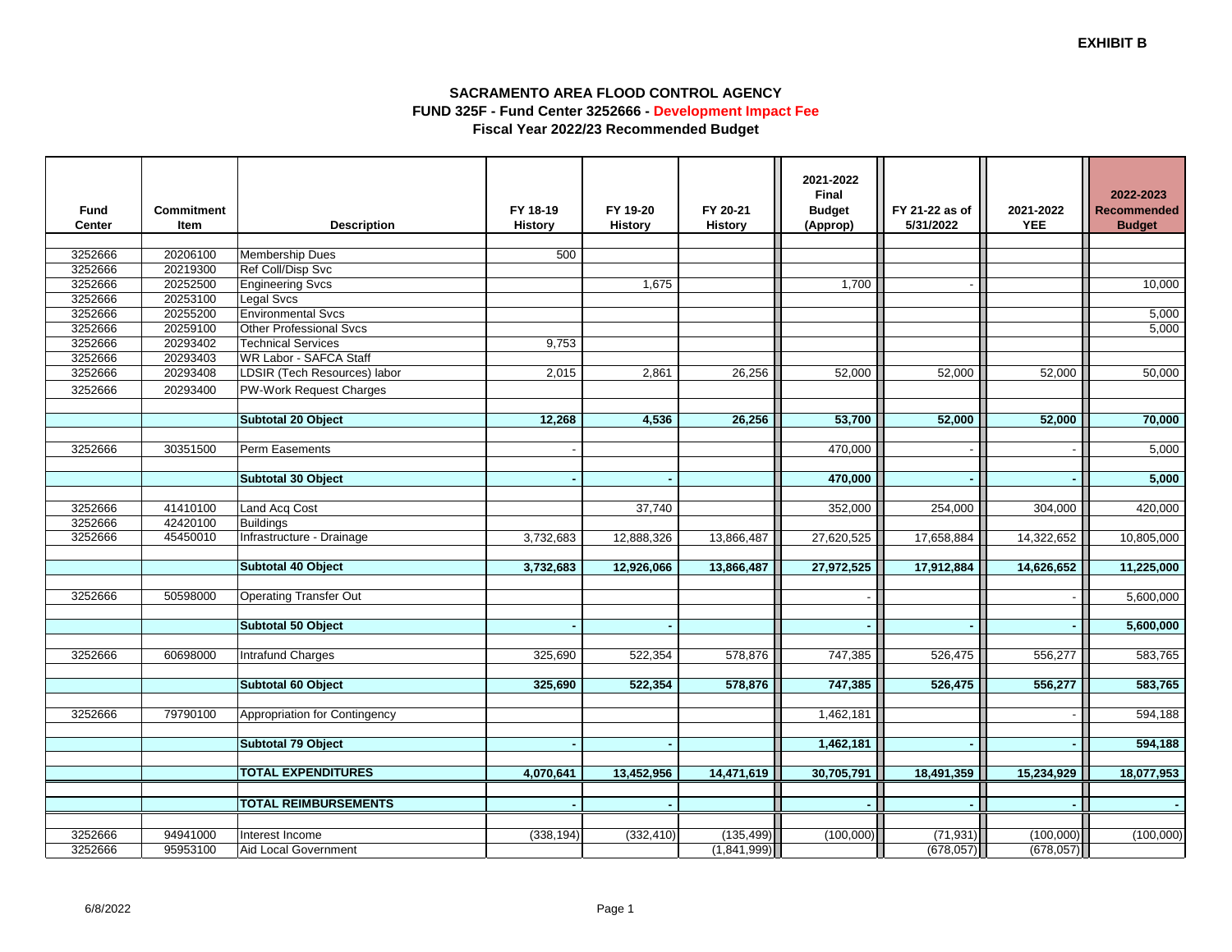**EXHIBIT B**

## SACRAMENTO AREA FLOOD CONTROL AGENCY
### FUND 325F - Fund Center 3252666 - Development Impact Fee
### Fiscal Year 2022/23 Recommended Budget

| Fund Center | Commitment Item | Description | FY 18-19 History | FY 19-20 History | FY 20-21 History | 2021-2022 Final Budget (Approp) | FY 21-22 as of 5/31/2022 | 2021-2022 YEE | 2022-2023 Recommended Budget |
|---|---|---|---|---|---|---|---|---|---|
| 3252666 | 20206100 | Membership Dues | 500 | | | | | | |
| 3252666 | 20219300 | Ref Coll/Disp Svc | | | | | | | |
| 3252666 | 20252500 | Engineering Svcs | | 1,675 | | 1,700 | - | | 10,000 |
| 3252666 | 20253100 | Legal Svcs | | | | | | | |
| 3252666 | 20255200 | Environmental Svcs | | | | | | | 5,000 |
| 3252666 | 20259100 | Other Professional Svcs | | | | | | | 5,000 |
| 3252666 | 20293402 | Technical Services | 9,753 | | | | | | |
| 3252666 | 20293403 | WR Labor - SAFCA Staff | | | | | | | |
| 3252666 | 20293408 | LDSIR (Tech Resources) labor | 2,015 | 2,861 | 26,256 | 52,000 | 52,000 | 52,000 | 50,000 |
| 3252666 | 20293400 | PW-Work Request Charges | | | | | | | |
| | | **Subtotal 20 Object** | **12,268** | **4,536** | **26,256** | **53,700** | **52,000** | **52,000** | **70,000** |
| 3252666 | 30351500 | Perm Easements | - | | | 470,000 | - | - | 5,000 |
| | | **Subtotal 30 Object** | **-** | **-** | | **470,000** | **-** | **-** | **5,000** |
| 3252666 | 41410100 | Land Acq Cost | | 37,740 | | 352,000 | 254,000 | 304,000 | 420,000 |
| 3252666 | 42420100 | Buildings | | | | | | | |
| 3252666 | 45450010 | Infrastructure - Drainage | 3,732,683 | 12,888,326 | 13,866,487 | 27,620,525 | 17,658,884 | 14,322,652 | 10,805,000 |
| | | **Subtotal 40 Object** | **3,732,683** | **12,926,066** | **13,866,487** | **27,972,525** | **17,912,884** | **14,626,652** | **11,225,000** |
| 3252666 | 50598000 | Operating Transfer Out | | | | - | | - | 5,600,000 |
| | | **Subtotal 50 Object** | **-** | **-** | | **-** | **-** | **-** | **5,600,000** |
| 3252666 | 60698000 | Intrafund Charges | 325,690 | 522,354 | 578,876 | 747,385 | 526,475 | 556,277 | 583,765 |
| | | **Subtotal 60 Object** | **325,690** | **522,354** | **578,876** | **747,385** | **526,475** | **556,277** | **583,765** |
| 3252666 | 79790100 | Appropriation for Contingency | | | | 1,462,181 | | - | 594,188 |
| | | **Subtotal 79 Object** | **-** | **-** | | **1,462,181** | **-** | **-** | **594,188** |
| | | **TOTAL EXPENDITURES** | **4,070,641** | **13,452,956** | **14,471,619** | **30,705,791** | **18,491,359** | **15,234,929** | **18,077,953** |
| | | **TOTAL REIMBURSEMENTS** | **-** | **-** | | **-** | **-** | **-** | **-** |
| 3252666 | 94941000 | Interest Income | (338,194) | (332,410) | (135,499) | (100,000) | (71,931) | (100,000) | (100,000) |
| 3252666 | 95953100 | Aid Local Government | | | (1,841,999) | | (678,057) | (678,057) | |

6/8/2022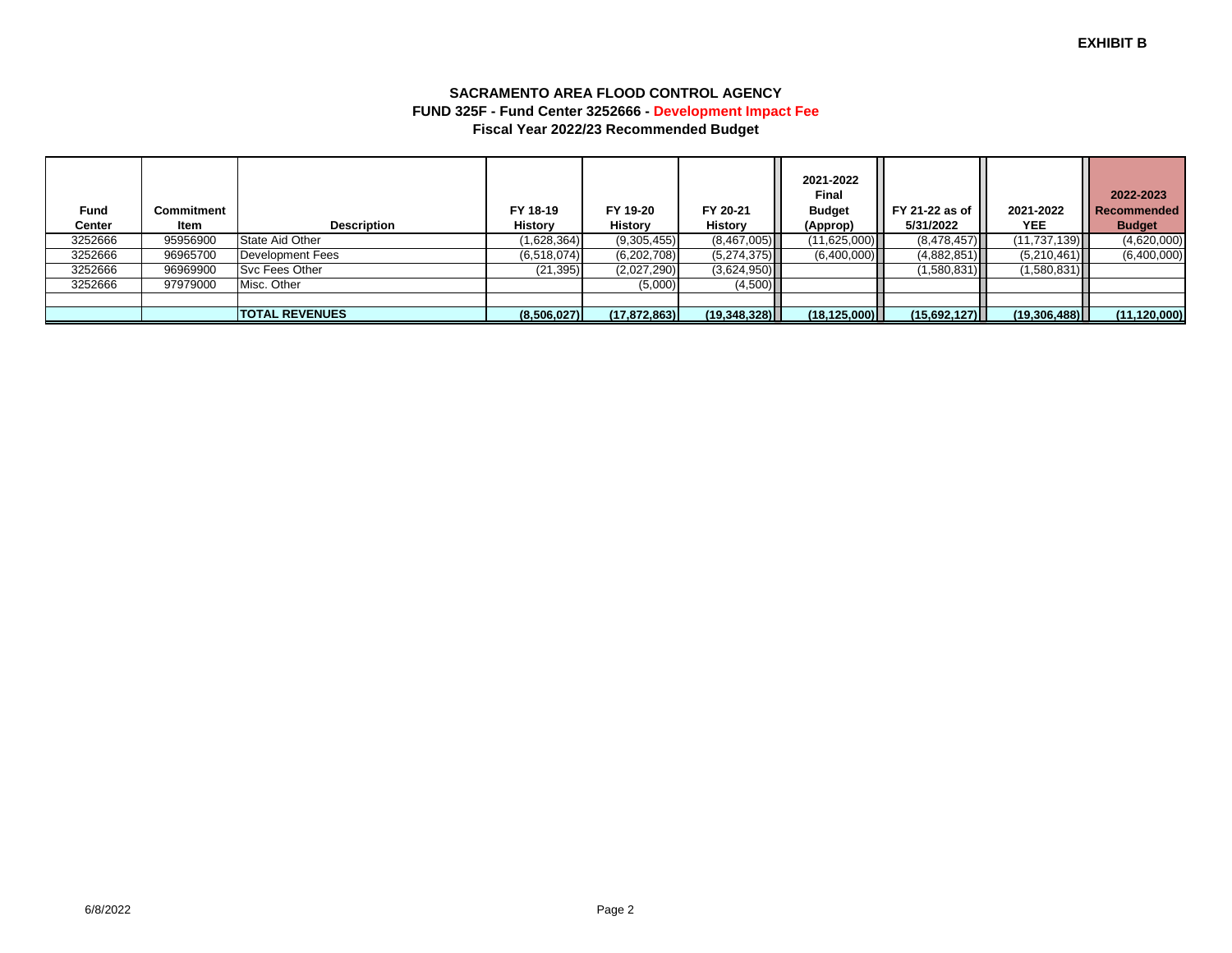**EXHIBIT B**

# SACRAMENTO AREA FLOOD CONTROL AGENCY
## FUND 325F - Fund Center 3252666 - Development Impact Fee
### Fiscal Year 2022/23 Recommended Budget

| Fund Center | Commitment Item | Description | FY 18-19 History | FY 19-20 History | FY 20-21 History | 2021-2022 Final Budget (Approp) | FY 21-22 as of 5/31/2022 | 2021-2022 YEE | 2022-2023 Recommended Budget |
|---|---|---|---|---|---|---|---|---|---|
| 3252666 | 95956900 | State Aid Other | (1,628,364) | (9,305,455) | (8,467,005) | (11,625,000) | (8,478,457) | (11,737,139) | (4,620,000) |
| 3252666 | 96965700 | Development Fees | (6,518,074) | (6,202,708) | (5,274,375) | (6,400,000) | (4,882,851) | (5,210,461) | (6,400,000) |
| 3252666 | 96969900 | Svc Fees Other | (21,395) | (2,027,290) | (3,624,950) | | (1,580,831) | (1,580,831) | |
| 3252666 | 97979000 | Misc. Other | | (5,000) | (4,500) | | | | |
| | | | | | | | | | |
| | | **TOTAL REVENUES** | **(8,506,027)** | **(17,872,863)** | **(19,348,328)** | **(18,125,000)** | **(15,692,127)** | **(19,306,488)** | **(11,120,000)** |

6/8/2022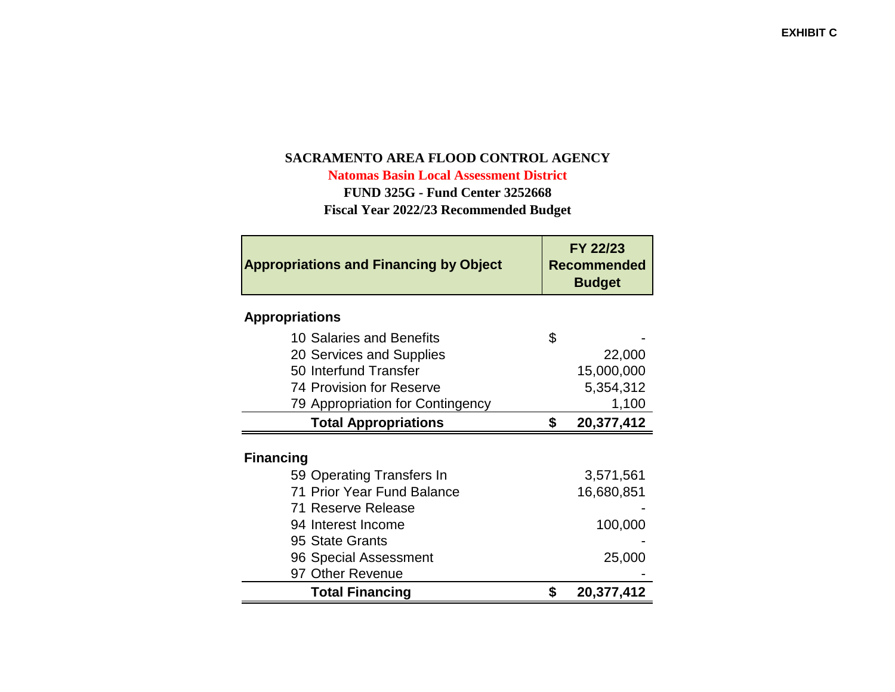**EXHIBIT C**

# SACRAMENTO AREA FLOOD CONTROL AGENCY

## Natomas Basin Local Assessment District

### FUND 325G - Fund Center 3252668

### Fiscal Year 2022/23 Recommended Budget

| Appropriations and Financing by Object | FY 22/23 Recommended Budget |
|---|---|
| **Appropriations** | |
| 10 Salaries and Benefits | $ - |
| 20 Services and Supplies | 22,000 |
| 50 Interfund Transfer | 15,000,000 |
| 74 Provision for Reserve | 5,354,312 |
| 79 Appropriation for Contingency | 1,100 |
| **Total Appropriations** | **$ 20,377,412** |
| **Financing** | |
| 59 Operating Transfers In | 3,571,561 |
| 71 Prior Year Fund Balance | 16,680,851 |
| 71 Reserve Release | - |
| 94 Interest Income | 100,000 |
| 95 State Grants | - |
| 96 Special Assessment | 25,000 |
| 97 Other Revenue | - |
| **Total Financing** | **$ 20,377,412** |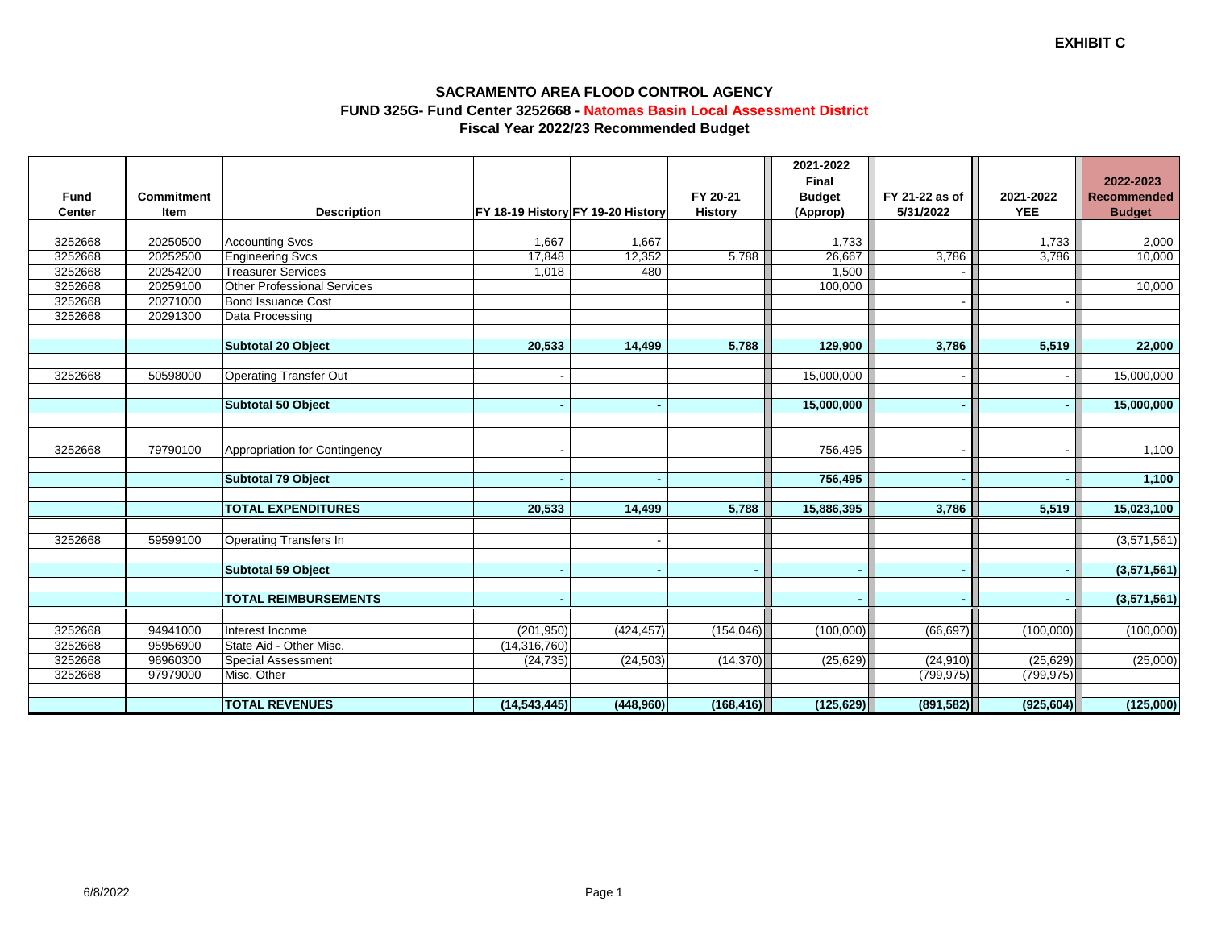**EXHIBIT C**

## SACRAMENTO AREA FLOOD CONTROL AGENCY
### FUND 325G- Fund Center 3252668 - Natomas Basin Local Assessment District
### Fiscal Year 2022/23 Recommended Budget

| Fund Center | Commitment Item | Description | FY 18-19 History | FY 19-20 History | FY 20-21 History | 2021-2022 Final Budget (Approp) | FY 21-22 as of 5/31/2022 | 2021-2022 YEE | 2022-2023 Recommended Budget |
|---|---|---|---|---|---|---|---|---|---|
| 3252668 | 20250500 | Accounting Svcs | 1,667 | 1,667 | | 1,733 | | 1,733 | 2,000 |
| 3252668 | 20252500 | Engineering Svcs | 17,848 | 12,352 | 5,788 | 26,667 | 3,786 | 3,786 | 10,000 |
| 3252668 | 20254200 | Treasurer Services | 1,018 | 480 | | 1,500 | - | | |
| 3252668 | 20259100 | Other Professional Services | | | | 100,000 | | | 10,000 |
| 3252668 | 20271000 | Bond Issuance Cost | | | | | - | - | |
| 3252668 | 20291300 | Data Processing | | | | | | | |
| | | **Subtotal 20 Object** | **20,533** | **14,499** | **5,788** | **129,900** | **3,786** | **5,519** | **22,000** |
| 3252668 | 50598000 | Operating Transfer Out | - | | | 15,000,000 | - | - | 15,000,000 |
| | | **Subtotal 50 Object** | **-** | **-** | | **15,000,000** | **-** | **-** | **15,000,000** |
| 3252668 | 79790100 | Appropriation for Contingency | - | | | 756,495 | - | - | 1,100 |
| | | **Subtotal 79 Object** | **-** | **-** | | **756,495** | **-** | **-** | **1,100** |
| | | **TOTAL EXPENDITURES** | **20,533** | **14,499** | **5,788** | **15,886,395** | **3,786** | **5,519** | **15,023,100** |
| 3252668 | 59599100 | Operating Transfers In | | - | | | | | (3,571,561) |
| | | **Subtotal 59 Object** | **-** | **-** | **-** | **-** | **-** | **-** | **(3,571,561)** |
| | | **TOTAL REIMBURSEMENTS** | **-** | | | **-** | **-** | **-** | **(3,571,561)** |
| 3252668 | 94941000 | Interest Income | (201,950) | (424,457) | (154,046) | (100,000) | (66,697) | (100,000) | (100,000) |
| 3252668 | 95956900 | State Aid - Other Misc. | (14,316,760) | | | | | | |
| 3252668 | 96960300 | Special Assessment | (24,735) | (24,503) | (14,370) | (25,629) | (24,910) | (25,629) | (25,000) |
| 3252668 | 97979000 | Misc. Other | | | | | (799,975) | (799,975) | |
| | | **TOTAL REVENUES** | **(14,543,445)** | **(448,960)** | **(168,416)** | **(125,629)** | **(891,582)** | **(925,604)** | **(125,000)** |

6/8/2022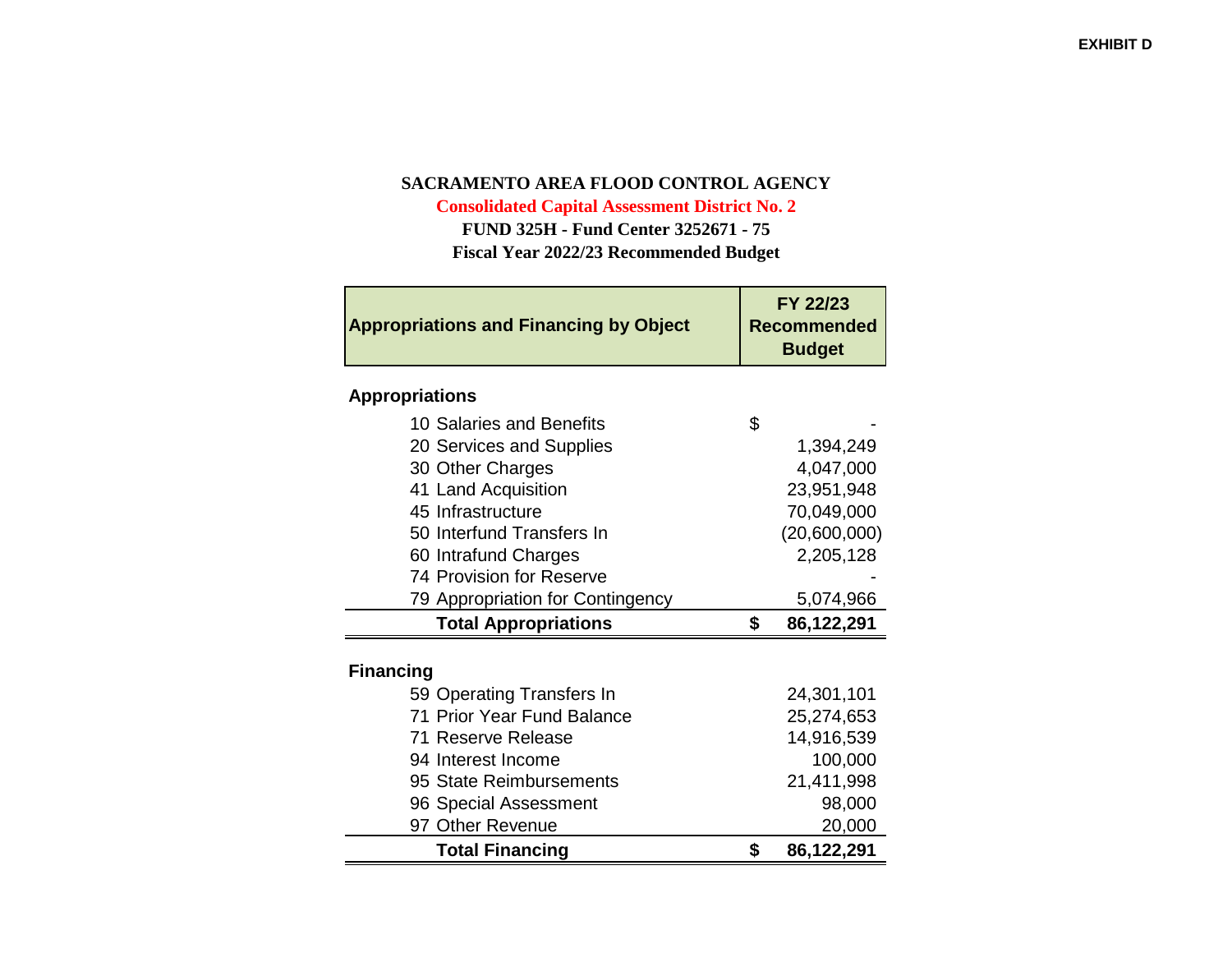EXHIBIT D

**SACRAMENTO AREA FLOOD CONTROL AGENCY**

**Consolidated Capital Assessment District No. 2**

**FUND 325H - Fund Center 3252671 - 75**

**Fiscal Year 2022/23 Recommended Budget**

| Appropriations and Financing by Object | FY 22/23 Recommended Budget |
|---|---|
| **Appropriations** | |
| 10 Salaries and Benefits | $ - |
| 20 Services and Supplies | 1,394,249 |
| 30 Other Charges | 4,047,000 |
| 41 Land Acquisition | 23,951,948 |
| 45 Infrastructure | 70,049,000 |
| 50 Interfund Transfers In | (20,600,000) |
| 60 Intrafund Charges | 2,205,128 |
| 74 Provision for Reserve | - |
| 79 Appropriation for Contingency | 5,074,966 |
| **Total Appropriations** | **$ 86,122,291** |
| **Financing** | |
| 59 Operating Transfers In | 24,301,101 |
| 71 Prior Year Fund Balance | 25,274,653 |
| 71 Reserve Release | 14,916,539 |
| 94 Interest Income | 100,000 |
| 95 State Reimbursements | 21,411,998 |
| 96 Special Assessment | 98,000 |
| 97 Other Revenue | 20,000 |
| **Total Financing** | **$ 86,122,291** |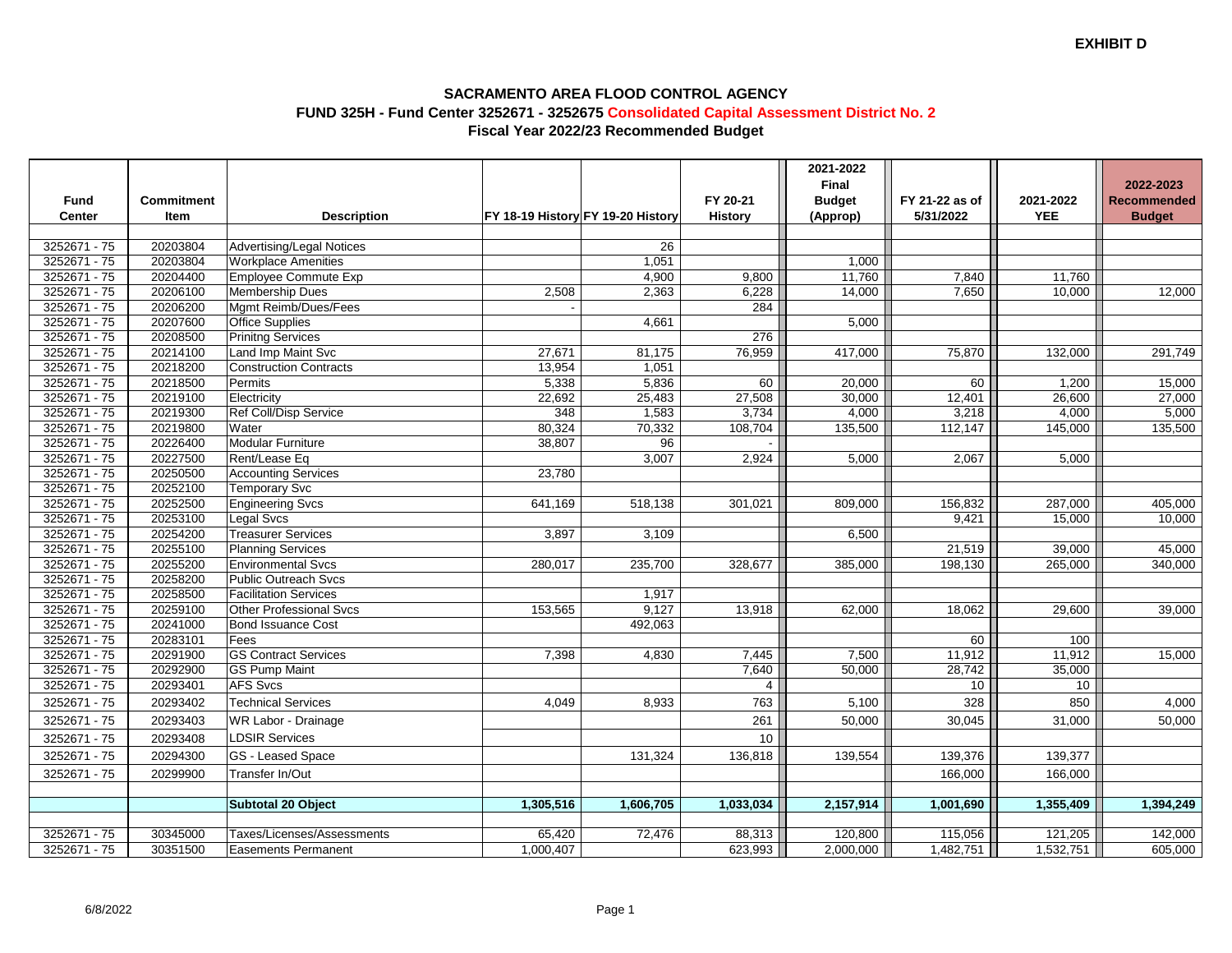**EXHIBIT D**

## SACRAMENTO AREA FLOOD CONTROL AGENCY

### FUND 325H - Fund Center 3252671 - 3252675 Consolidated Capital Assessment District No. 2

### Fiscal Year 2022/23 Recommended Budget

| Fund Center | Commitment Item | Description | FY 18-19 History | FY 19-20 History | FY 20-21 History | 2021-2022 Final Budget (Approp) | FY 21-22 as of 5/31/2022 | 2021-2022 YEE | 2022-2023 Recommended Budget |
|---|---|---|---|---|---|---|---|---|---|
| 3252671 - 75 | 20203804 | Advertising/Legal Notices | | 26 | | | | | |
| 3252671 - 75 | 20203804 | Workplace Amenities | | 1,051 | | 1,000 | | | |
| 3252671 - 75 | 20204400 | Employee Commute Exp | | 4,900 | 9,800 | 11,760 | 7,840 | 11,760 | |
| 3252671 - 75 | 20206100 | Membership Dues | 2,508 | 2,363 | 6,228 | 14,000 | 7,650 | 10,000 | 12,000 |
| 3252671 - 75 | 20206200 | Mgmt Reimb/Dues/Fees | - | | 284 | | | | |
| 3252671 - 75 | 20207600 | Office Supplies | | 4,661 | | 5,000 | | | |
| 3252671 - 75 | 20208500 | Prinitng Services | | | 276 | | | | |
| 3252671 - 75 | 20214100 | Land Imp Maint Svc | 27,671 | 81,175 | 76,959 | 417,000 | 75,870 | 132,000 | 291,749 |
| 3252671 - 75 | 20218200 | Construction Contracts | 13,954 | 1,051 | | | | | |
| 3252671 - 75 | 20218500 | Permits | 5,338 | 5,836 | 60 | 20,000 | 60 | 1,200 | 15,000 |
| 3252671 - 75 | 20219100 | Electricity | 22,692 | 25,483 | 27,508 | 30,000 | 12,401 | 26,600 | 27,000 |
| 3252671 - 75 | 20219300 | Ref Coll/Disp Service | 348 | 1,583 | 3,734 | 4,000 | 3,218 | 4,000 | 5,000 |
| 3252671 - 75 | 20219800 | Water | 80,324 | 70,332 | 108,704 | 135,500 | 112,147 | 145,000 | 135,500 |
| 3252671 - 75 | 20226400 | Modular Furniture | 38,807 | 96 | - | | | | |
| 3252671 - 75 | 20227500 | Rent/Lease Eq | | 3,007 | 2,924 | 5,000 | 2,067 | 5,000 | |
| 3252671 - 75 | 20250500 | Accounting Services | 23,780 | | | | | | |
| 3252671 - 75 | 20252100 | Temporary Svc | | | | | | | |
| 3252671 - 75 | 20252500 | Engineering Svcs | 641,169 | 518,138 | 301,021 | 809,000 | 156,832 | 287,000 | 405,000 |
| 3252671 - 75 | 20253100 | Legal Svcs | | | | | 9,421 | 15,000 | 10,000 |
| 3252671 - 75 | 20254200 | Treasurer Services | 3,897 | 3,109 | | 6,500 | | | |
| 3252671 - 75 | 20255100 | Planning Services | | | | | 21,519 | 39,000 | 45,000 |
| 3252671 - 75 | 20255200 | Environmental Svcs | 280,017 | 235,700 | 328,677 | 385,000 | 198,130 | 265,000 | 340,000 |
| 3252671 - 75 | 20258200 | Public Outreach Svcs | | | | | | | |
| 3252671 - 75 | 20258500 | Facilitation Services | | 1,917 | | | | | |
| 3252671 - 75 | 20259100 | Other Professional Svcs | 153,565 | 9,127 | 13,918 | 62,000 | 18,062 | 29,600 | 39,000 |
| 3252671 - 75 | 20241000 | Bond Issuance Cost | | 492,063 | | | | | |
| 3252671 - 75 | 20283101 | Fees | | | | | 60 | 100 | |
| 3252671 - 75 | 20291900 | GS Contract Services | 7,398 | 4,830 | 7,445 | 7,500 | 11,912 | 11,912 | 15,000 |
| 3252671 - 75 | 20292900 | GS Pump Maint | | | 7,640 | 50,000 | 28,742 | 35,000 | |
| 3252671 - 75 | 20293401 | AFS Svcs | | | 4 | | 10 | 10 | |
| 3252671 - 75 | 20293402 | Technical Services | 4,049 | 8,933 | 763 | 5,100 | 328 | 850 | 4,000 |
| 3252671 - 75 | 20293403 | WR Labor - Drainage | | | 261 | 50,000 | 30,045 | 31,000 | 50,000 |
| 3252671 - 75 | 20293408 | LDSIR Services | | | 10 | | | | |
| 3252671 - 75 | 20294300 | GS - Leased Space | | 131,324 | 136,818 | 139,554 | 139,376 | 139,377 | |
| 3252671 - 75 | 20299900 | Transfer In/Out | | | | | 166,000 | 166,000 | |
| | | | | | | | | | |
| | | **Subtotal 20 Object** | **1,305,516** | **1,606,705** | **1,033,034** | **2,157,914** | **1,001,690** | **1,355,409** | **1,394,249** |
| | | | | | | | | | |
| 3252671 - 75 | 30345000 | Taxes/Licenses/Assessments | 65,420 | 72,476 | 88,313 | 120,800 | 115,056 | 121,205 | 142,000 |
| 3252671 - 75 | 30351500 | Easements Permanent | 1,000,407 | | 623,993 | 2,000,000 | 1,482,751 | 1,532,751 | 605,000 |

6/8/2022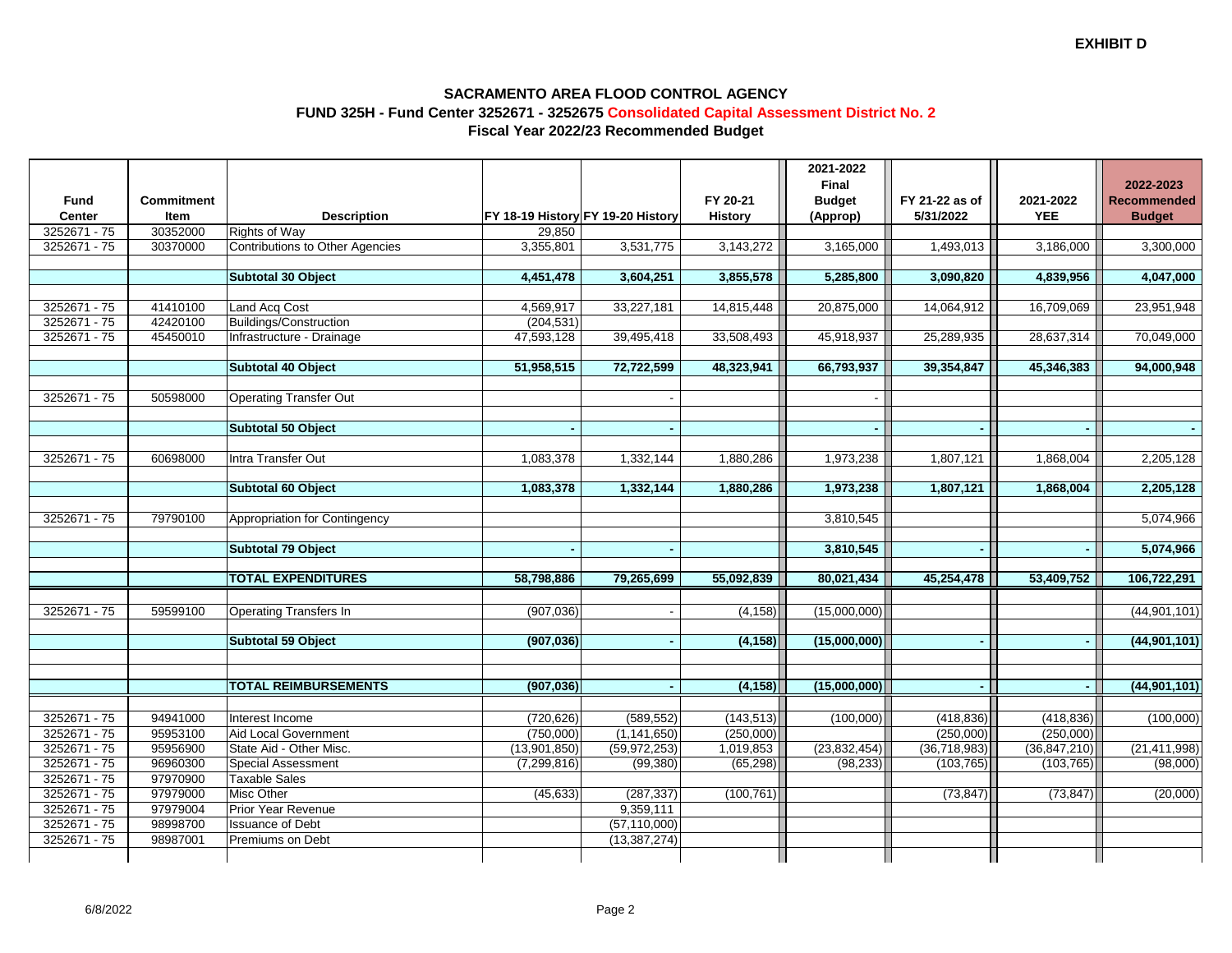**EXHIBIT D**

# SACRAMENTO AREA FLOOD CONTROL AGENCY

## FUND 325H - Fund Center 3252671 - 3252675 Consolidated Capital Assessment District No. 2

### Fiscal Year 2022/23 Recommended Budget

| Fund Center | Commitment Item | Description | FY 18-19 History | FY 19-20 History | FY 20-21 History | 2021-2022 Final Budget (Approp) | FY 21-22 as of 5/31/2022 | 2021-2022 YEE | 2022-2023 Recommended Budget |
|---|---|---|---|---|---|---|---|---|---|
| 3252671 - 75 | 30352000 | Rights of Way | 29,850 | | | | | | |
| 3252671 - 75 | 30370000 | Contributions to Other Agencies | 3,355,801 | 3,531,775 | 3,143,272 | 3,165,000 | 1,493,013 | 3,186,000 | 3,300,000 |
| | | **Subtotal 30 Object** | **4,451,478** | **3,604,251** | **3,855,578** | **5,285,800** | **3,090,820** | **4,839,956** | **4,047,000** |
| 3252671 - 75 | 41410100 | Land Acq Cost | 4,569,917 | 33,227,181 | 14,815,448 | 20,875,000 | 14,064,912 | 16,709,069 | 23,951,948 |
| 3252671 - 75 | 42420100 | Buildings/Construction | (204,531) | | | | | | |
| 3252671 - 75 | 45450010 | Infrastructure - Drainage | 47,593,128 | 39,495,418 | 33,508,493 | 45,918,937 | 25,289,935 | 28,637,314 | 70,049,000 |
| | | **Subtotal 40 Object** | **51,958,515** | **72,722,599** | **48,323,941** | **66,793,937** | **39,354,847** | **45,346,383** | **94,000,948** |
| 3252671 - 75 | 50598000 | Operating Transfer Out | | - | | - | | | |
| | | **Subtotal 50 Object** | **-** | **-** | | **-** | **-** | **-** | **-** |
| 3252671 - 75 | 60698000 | Intra Transfer Out | 1,083,378 | 1,332,144 | 1,880,286 | 1,973,238 | 1,807,121 | 1,868,004 | 2,205,128 |
| | | **Subtotal 60 Object** | **1,083,378** | **1,332,144** | **1,880,286** | **1,973,238** | **1,807,121** | **1,868,004** | **2,205,128** |
| 3252671 - 75 | 79790100 | Appropriation for Contingency | | | | 3,810,545 | | | 5,074,966 |
| | | **Subtotal 79 Object** | **-** | **-** | | **3,810,545** | **-** | **-** | **5,074,966** |
| | | **TOTAL EXPENDITURES** | **58,798,886** | **79,265,699** | **55,092,839** | **80,021,434** | **45,254,478** | **53,409,752** | **106,722,291** |
| 3252671 - 75 | 59599100 | Operating Transfers In | (907,036) | - | (4,158) | (15,000,000) | | | (44,901,101) |
| | | **Subtotal 59 Object** | **(907,036)** | **-** | **(4,158)** | **(15,000,000)** | **-** | **-** | **(44,901,101)** |
| | | **TOTAL REIMBURSEMENTS** | **(907,036)** | **-** | **(4,158)** | **(15,000,000)** | **-** | **-** | **(44,901,101)** |
| 3252671 - 75 | 94941000 | Interest Income | (720,626) | (589,552) | (143,513) | (100,000) | (418,836) | (418,836) | (100,000) |
| 3252671 - 75 | 95953100 | Aid Local Government | (750,000) | (1,141,650) | (250,000) | | (250,000) | (250,000) | |
| 3252671 - 75 | 95956900 | State Aid - Other Misc. | (13,901,850) | (59,972,253) | 1,019,853 | (23,832,454) | (36,718,983) | (36,847,210) | (21,411,998) |
| 3252671 - 75 | 96960300 | Special Assessment | (7,299,816) | (99,380) | (65,298) | (98,233) | (103,765) | (103,765) | (98,000) |
| 3252671 - 75 | 97970900 | Taxable Sales | | | | | | | |
| 3252671 - 75 | 97979000 | Misc Other | (45,633) | (287,337) | (100,761) | | (73,847) | (73,847) | (20,000) |
| 3252671 - 75 | 97979004 | Prior Year Revenue | | 9,359,111 | | | | | |
| 3252671 - 75 | 98998700 | Issuance of Debt | | (57,110,000) | | | | | |
| 3252671 - 75 | 98987001 | Premiums on Debt | | (13,387,274) | | | | | |

6/8/2022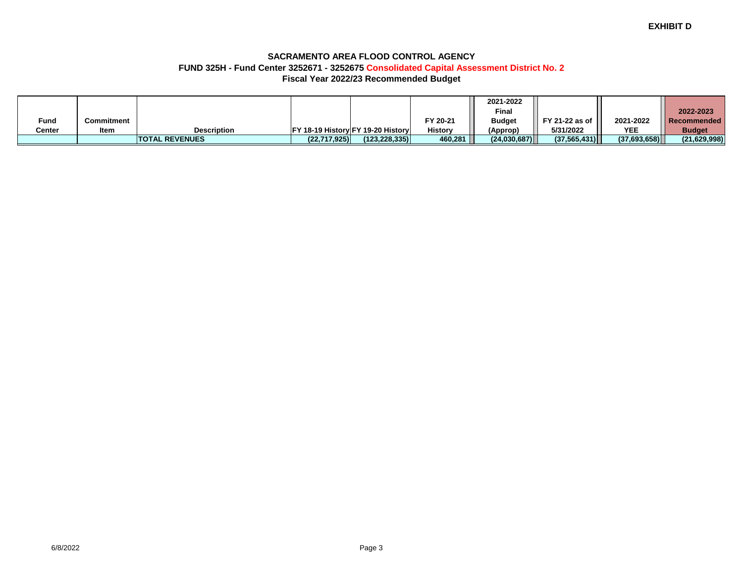EXHIBIT D

**SACRAMENTO AREA FLOOD CONTROL AGENCY**

**FUND 325H - Fund Center 3252671 - 3252675 Consolidated Capital Assessment District No. 2**

**Fiscal Year 2022/23 Recommended Budget**

| Fund Center | Commitment Item | Description | FY 18-19 History | FY 19-20 History | FY 20-21 History | 2021-2022 Final Budget (Approp) | FY 21-22 as of 5/31/2022 | 2021-2022 YEE | 2022-2023 Recommended Budget |
|---|---|---|---|---|---|---|---|---|---|
| | | **TOTAL REVENUES** | **(22,717,925)** | **(123,228,335)** | **460,281** | **(24,030,687)** | **(37,565,431)** | **(37,693,658)** | **(21,629,998)** |

6/8/2022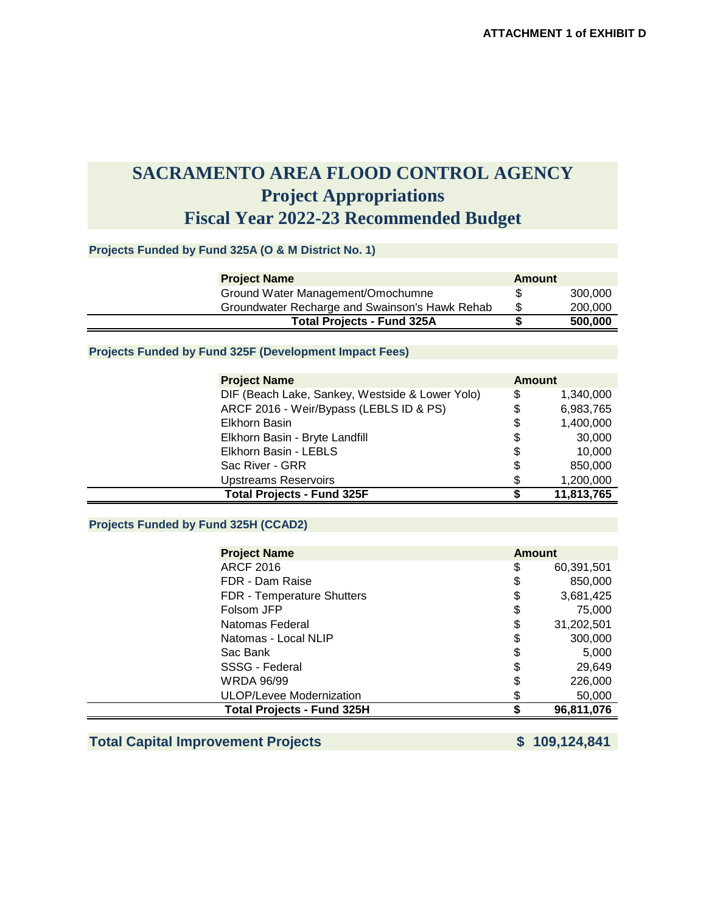**ATTACHMENT 1 of EXHIBIT D**

# SACRAMENTO AREA FLOOD CONTROL AGENCY
# Project Appropriations
# Fiscal Year 2022-23 Recommended Budget

### Projects Funded by Fund 325A (O & M District No. 1)

| Project Name | Amount |
|---|---|
| Ground Water Management/Omochumne | $ 300,000 |
| Groundwater Recharge and Swainson's Hawk Rehab | $ 200,000 |
| **Total Projects - Fund 325A** | **$ 500,000** |

### Projects Funded by Fund 325F (Development Impact Fees)

| Project Name | Amount |
|---|---|
| DIF (Beach Lake, Sankey, Westside & Lower Yolo) | $ 1,340,000 |
| ARCF 2016 - Weir/Bypass (LEBLS ID & PS) | $ 6,983,765 |
| Elkhorn Basin | $ 1,400,000 |
| Elkhorn Basin - Bryte Landfill | $ 30,000 |
| Elkhorn Basin - LEBLS | $ 10,000 |
| Sac River - GRR | $ 850,000 |
| Upstreams Reservoirs | $ 1,200,000 |
| **Total Projects - Fund 325F** | **$ 11,813,765** |

### Projects Funded by Fund 325H (CCAD2)

| Project Name | Amount |
|---|---|
| ARCF 2016 | $ 60,391,501 |
| FDR - Dam Raise | $ 850,000 |
| FDR - Temperature Shutters | $ 3,681,425 |
| Folsom JFP | $ 75,000 |
| Natomas Federal | $ 31,202,501 |
| Natomas - Local NLIP | $ 300,000 |
| Sac Bank | $ 5,000 |
| SSSG - Federal | $ 29,649 |
| WRDA 96/99 | $ 226,000 |
| ULOP/Levee Modernization | $ 50,000 |
| **Total Projects - Fund 325H** | **$ 96,811,076** |

**Total Capital Improvement Projects** **$ 109,124,841**